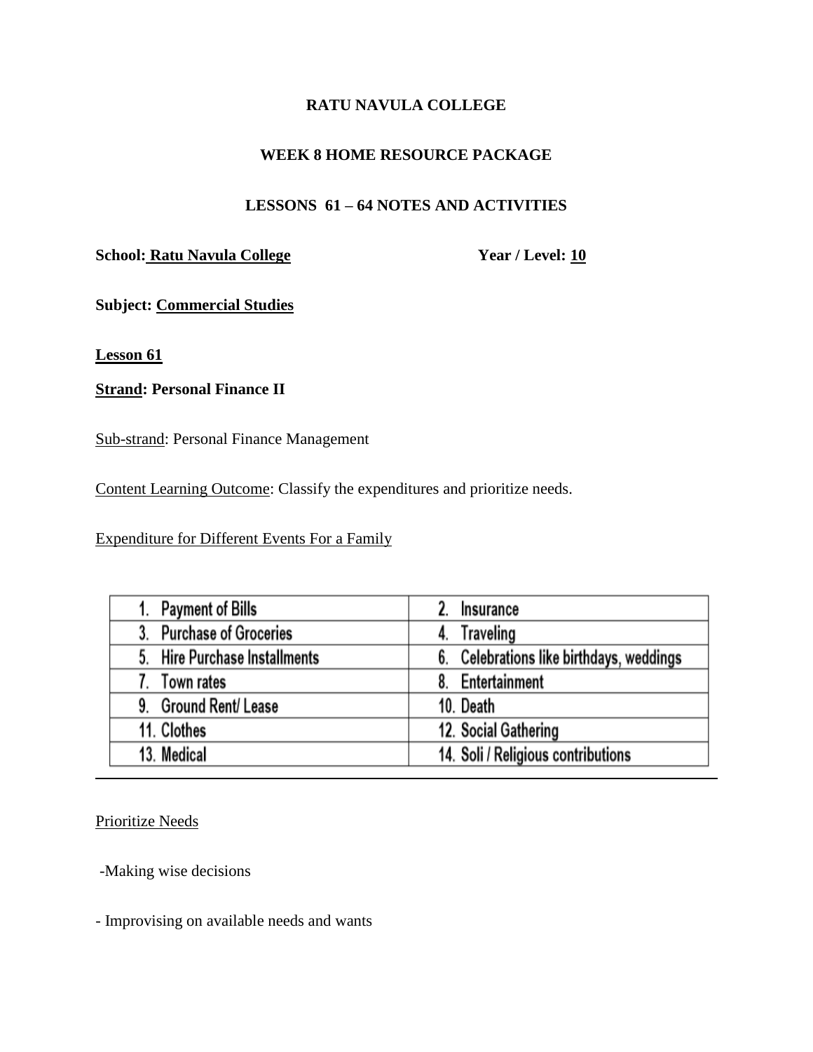**RATU NAVULA COLLEGE**

**WEEK 8 HOME RESOURCE PACKAGE**

**LESSONS 61 – 64 NOTES AND ACTIVITIES**

**School: Ratu Navula College** **Year / Level: 10**

**Subject: Commercial Studies**

**Lesson 61**

**Strand: Personal Finance II**

Sub-strand: Personal Finance Management

Content Learning Outcome: Classify the expenditures and prioritize needs.

Expenditure for Different Events For a Family

| | |
|---|---|
| 1. Payment of Bills | 2. Insurance |
| 3. Purchase of Groceries | 4. Traveling |
| 5. Hire Purchase Installments | 6. Celebrations like birthdays, weddings |
| 7. Town rates | 8. Entertainment |
| 9. Ground Rent/ Lease | 10. Death |
| 11. Clothes | 12. Social Gathering |
| 13. Medical | 14. Soli / Religious contributions |

Prioritize Needs

-Making wise decisions

- Improvising on available needs and wants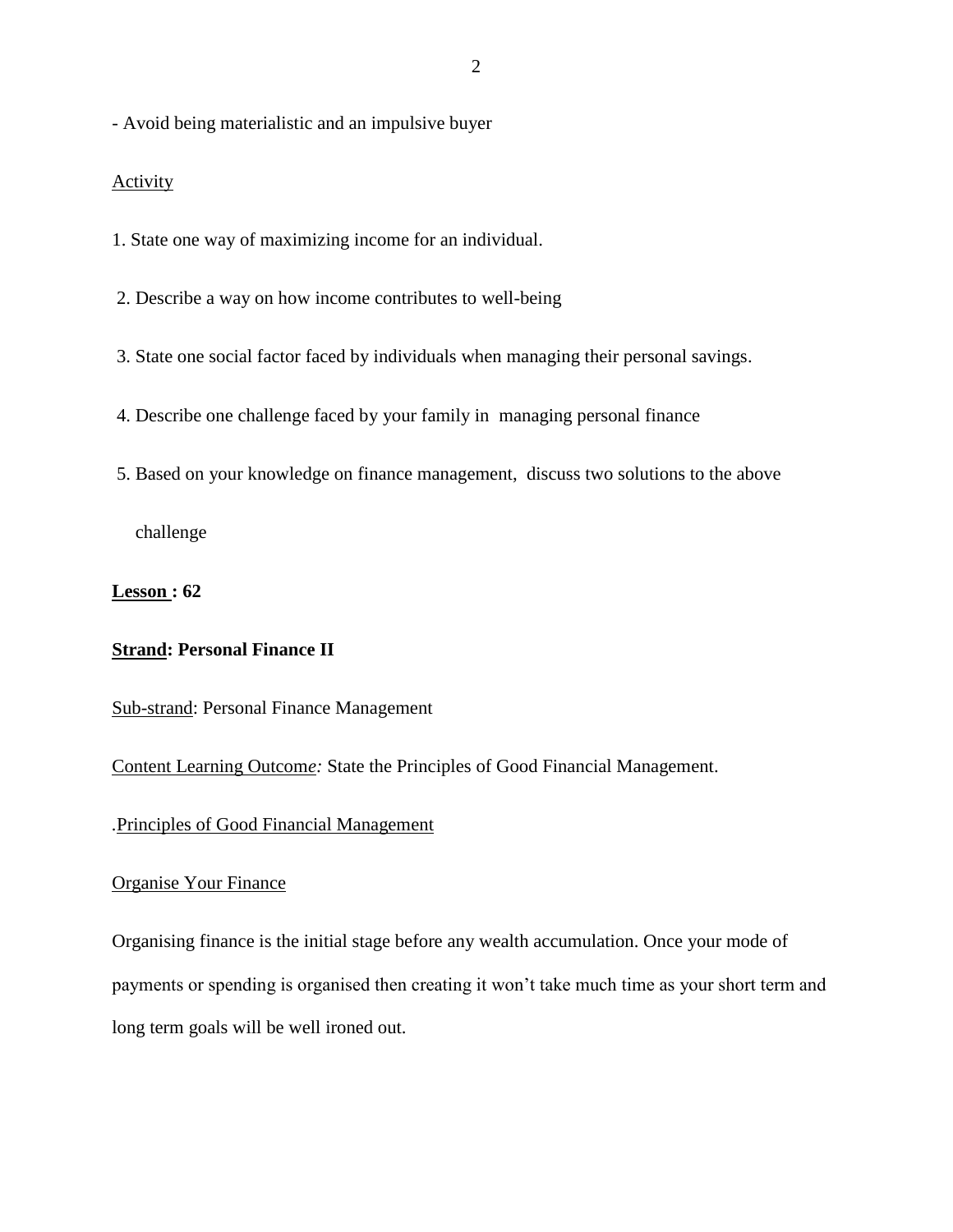- Avoid being materialistic and an impulsive buyer

<u>Activity</u>

1. State one way of maximizing income for an individual.
2. Describe a way on how income contributes to well-being
3. State one social factor faced by individuals when managing their personal savings.
4. Describe one challenge faced by your family in managing personal finance
5. Based on your knowledge on finance management, discuss two solutions to the above challenge

**<u>Lesson</u> : 62**

**<u>Strand</u>: Personal Finance II**

<u>Sub-strand</u>: Personal Finance Management

<u>Content Learning Outcome</u>*:* State the Principles of Good Financial Management.

.<u>Principles of Good Financial Management</u>

<u>Organise Your Finance</u>

Organising finance is the initial stage before any wealth accumulation. Once your mode of payments or spending is organised then creating it won't take much time as your short term and long term goals will be well ironed out.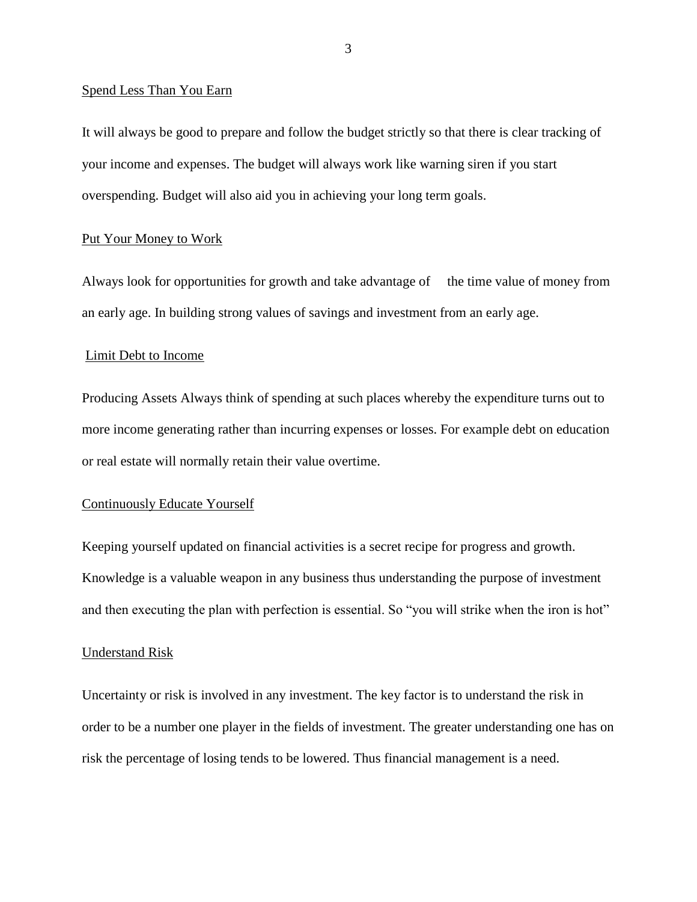Spend Less Than You Earn

It will always be good to prepare and follow the budget strictly so that there is clear tracking of your income and expenses. The budget will always work like warning siren if you start overspending. Budget will also aid you in achieving your long term goals.

Put Your Money to Work

Always look for opportunities for growth and take advantage of the time value of money from an early age. In building strong values of savings and investment from an early age.

Limit Debt to Income

Producing Assets Always think of spending at such places whereby the expenditure turns out to more income generating rather than incurring expenses or losses. For example debt on education or real estate will normally retain their value overtime.

Continuously Educate Yourself

Keeping yourself updated on financial activities is a secret recipe for progress and growth. Knowledge is a valuable weapon in any business thus understanding the purpose of investment and then executing the plan with perfection is essential. So "you will strike when the iron is hot"

Understand Risk

Uncertainty or risk is involved in any investment. The key factor is to understand the risk in order to be a number one player in the fields of investment. The greater understanding one has on risk the percentage of losing tends to be lowered. Thus financial management is a need.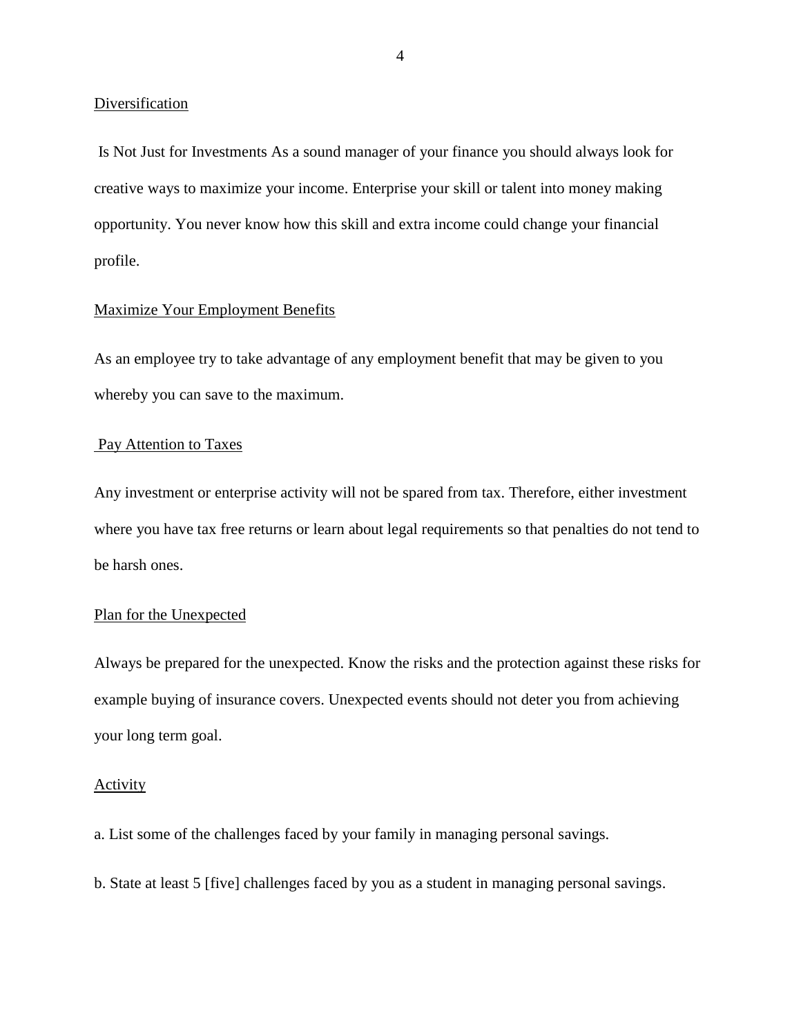## Diversification

Is Not Just for Investments As a sound manager of your finance you should always look for creative ways to maximize your income. Enterprise your skill or talent into money making opportunity. You never know how this skill and extra income could change your financial profile.

## Maximize Your Employment Benefits

As an employee try to take advantage of any employment benefit that may be given to you whereby you can save to the maximum.

## Pay Attention to Taxes

Any investment or enterprise activity will not be spared from tax. Therefore, either investment where you have tax free returns or learn about legal requirements so that penalties do not tend to be harsh ones.

## Plan for the Unexpected

Always be prepared for the unexpected. Know the risks and the protection against these risks for example buying of insurance covers. Unexpected events should not deter you from achieving your long term goal.

## Activity

a. List some of the challenges faced by your family in managing personal savings.

b. State at least 5 [five] challenges faced by you as a student in managing personal savings.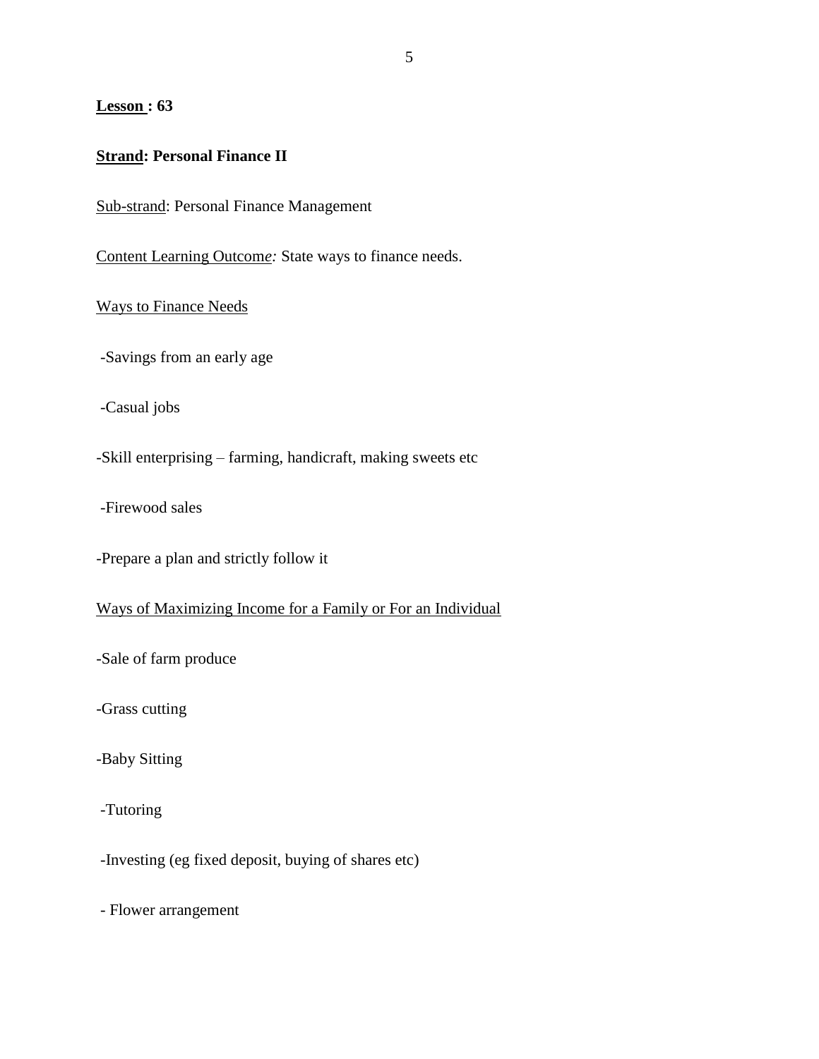**Lesson : 63**

**Strand: Personal Finance II**

Sub-strand: Personal Finance Management

Content Learning Outcome*:* State ways to finance needs.

Ways to Finance Needs

-Savings from an early age

-Casual jobs

-Skill enterprising – farming, handicraft, making sweets etc

-Firewood sales

-Prepare a plan and strictly follow it

Ways of Maximizing Income for a Family or For an Individual

-Sale of farm produce

-Grass cutting

-Baby Sitting

-Tutoring

-Investing (eg fixed deposit, buying of shares etc)

- Flower arrangement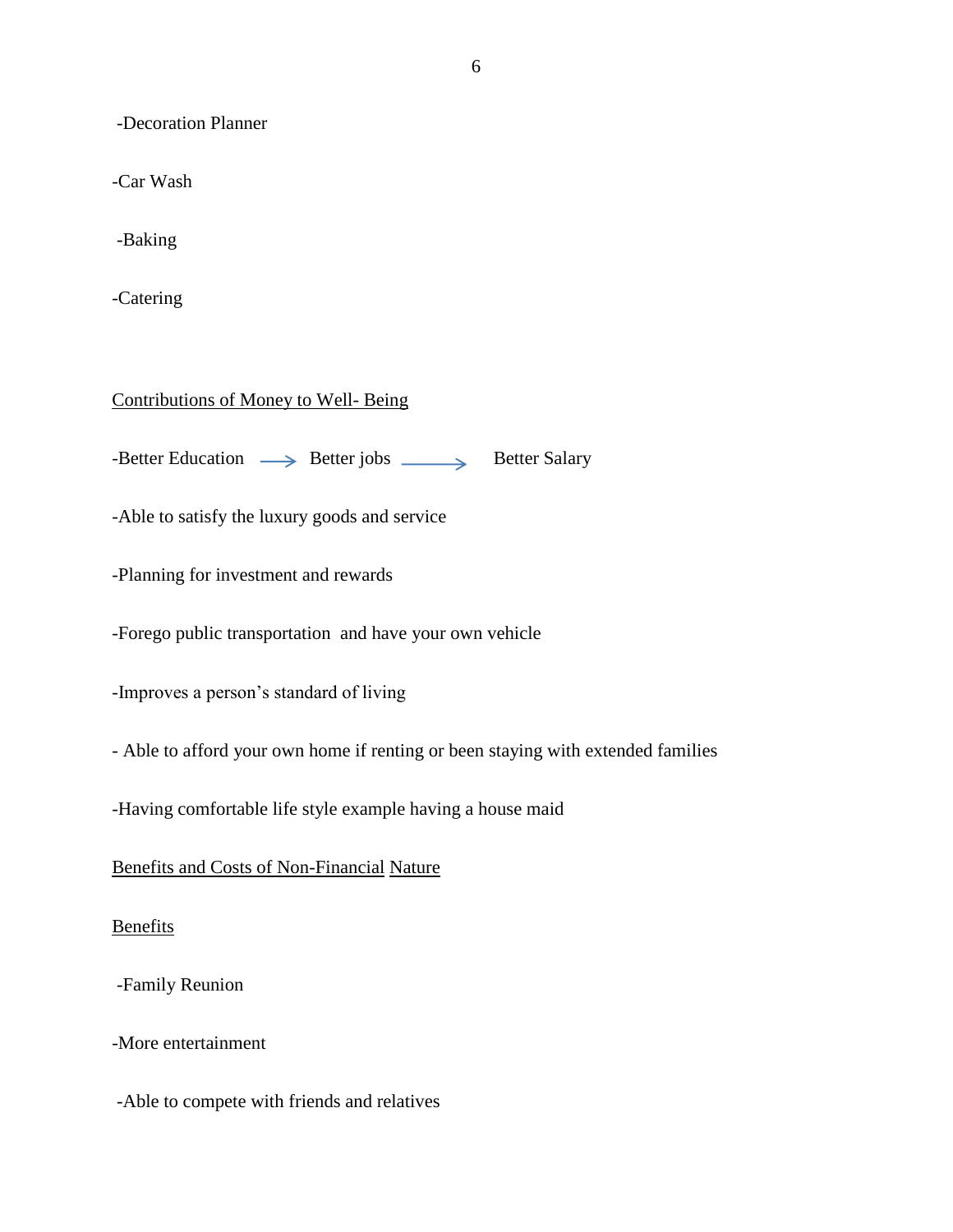-Decoration Planner

-Car Wash

-Baking

-Catering

<u>Contributions of Money to Well- Being</u>

-Better Education → Better jobs → Better Salary

-Able to satisfy the luxury goods and service

-Planning for investment and rewards

-Forego public transportation and have your own vehicle

-Improves a person's standard of living

- Able to afford your own home if renting or been staying with extended families

-Having comfortable life style example having a house maid

<u>Benefits and Costs of Non-Financial Nature</u>

<u>Benefits</u>

-Family Reunion

-More entertainment

-Able to compete with friends and relatives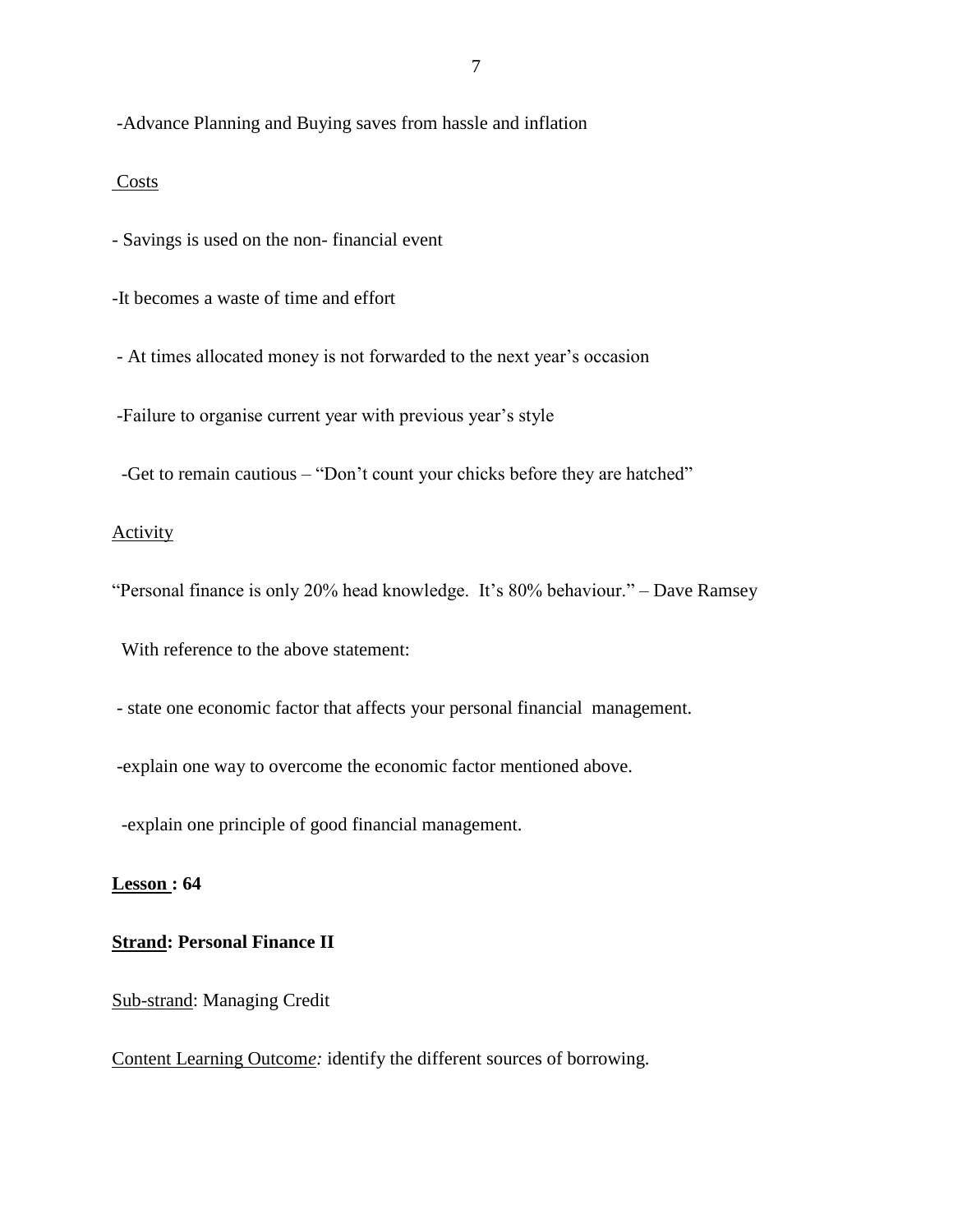-Advance Planning and Buying saves from hassle and inflation

Costs

- Savings is used on the non- financial event

-It becomes a waste of time and effort

- At times allocated money is not forwarded to the next year's occasion

-Failure to organise current year with previous year's style

-Get to remain cautious – "Don't count your chicks before they are hatched"

Activity

"Personal finance is only 20% head knowledge. It's 80% behaviour." – Dave Ramsey

With reference to the above statement:

- state one economic factor that affects your personal financial management.

-explain one way to overcome the economic factor mentioned above.

-explain one principle of good financial management.

**Lesson : 64**

**Strand: Personal Finance II**

Sub-strand: Managing Credit

Content Learning Outcome*:* identify the different sources of borrowing.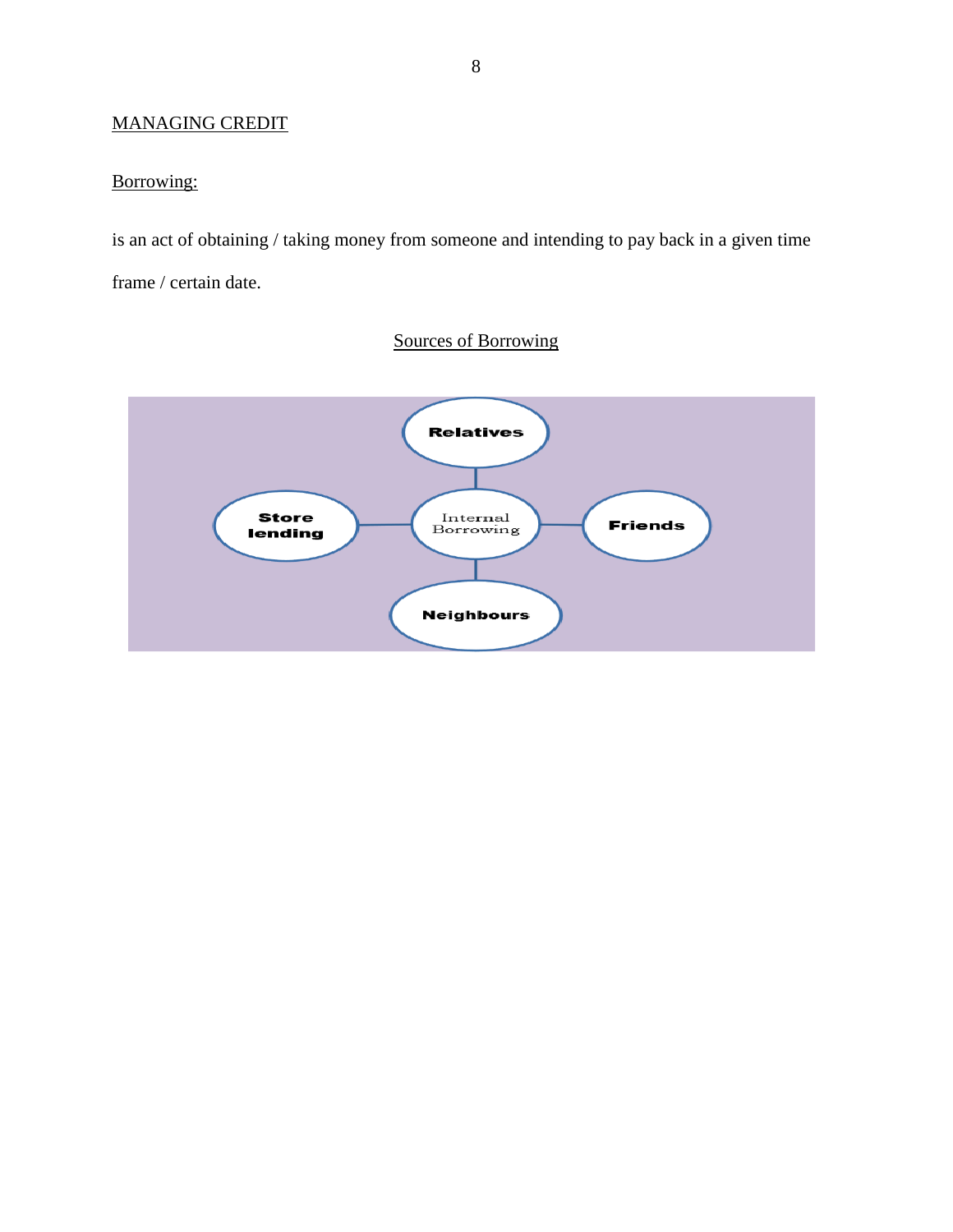## MANAGING CREDIT

### Borrowing:

is an act of obtaining / taking money from someone and intending to pay back in a given time frame / certain date.

### Sources of Borrowing

Internal Borrowing

- Relatives
- Friends
- Neighbours
- Store lending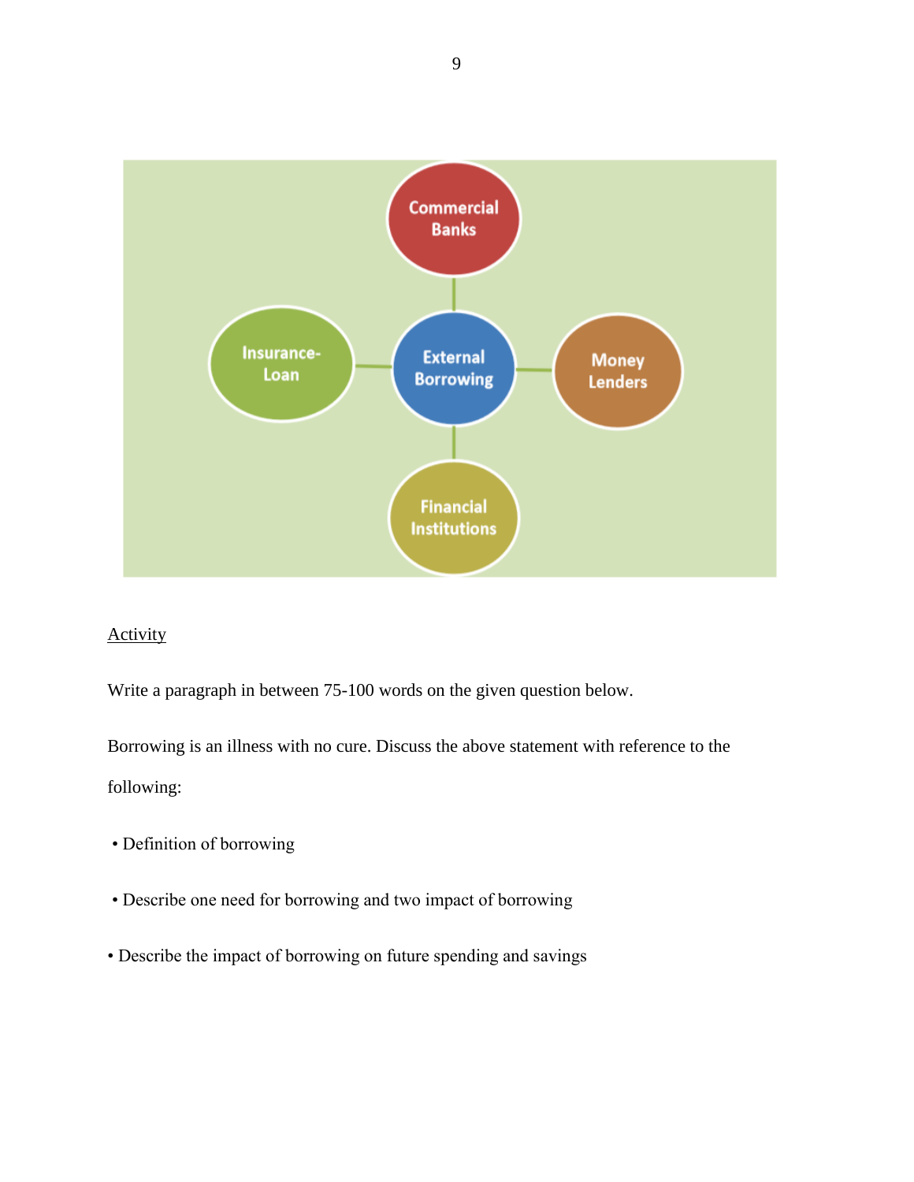Commercial Banks

Insurance-Loan

External Borrowing

Money Lenders

Financial Institutions

<u>Activity</u>

Write a paragraph in between 75-100 words on the given question below.

Borrowing is an illness with no cure. Discuss the above statement with reference to the following:

- Definition of borrowing
- Describe one need for borrowing and two impact of borrowing
- Describe the impact of borrowing on future spending and savings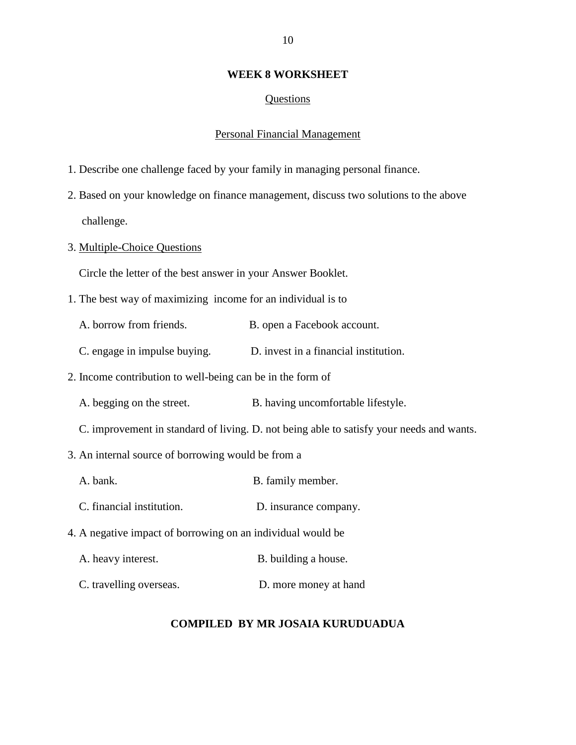**WEEK 8 WORKSHEET**

Questions

Personal Financial Management

1. Describe one challenge faced by your family in managing personal finance.
2. Based on your knowledge on finance management, discuss two solutions to the above challenge.
3. Multiple-Choice Questions

   Circle the letter of the best answer in your Answer Booklet.

1. The best way of maximizing income for an individual is to

   A. borrow from friends.
   B. open a Facebook account.
   C. engage in impulse buying.
   D. invest in a financial institution.

2. Income contribution to well-being can be in the form of

   A. begging on the street.
   B. having uncomfortable lifestyle.
   C. improvement in standard of living.
   D. not being able to satisfy your needs and wants.

3. An internal source of borrowing would be from a

   A. bank.
   B. family member.
   C. financial institution.
   D. insurance company.

4. A negative impact of borrowing on an individual would be

   A. heavy interest.
   B. building a house.
   C. travelling overseas.
   D. more money at hand

**COMPILED BY MR JOSAIA KURUDUADUA**